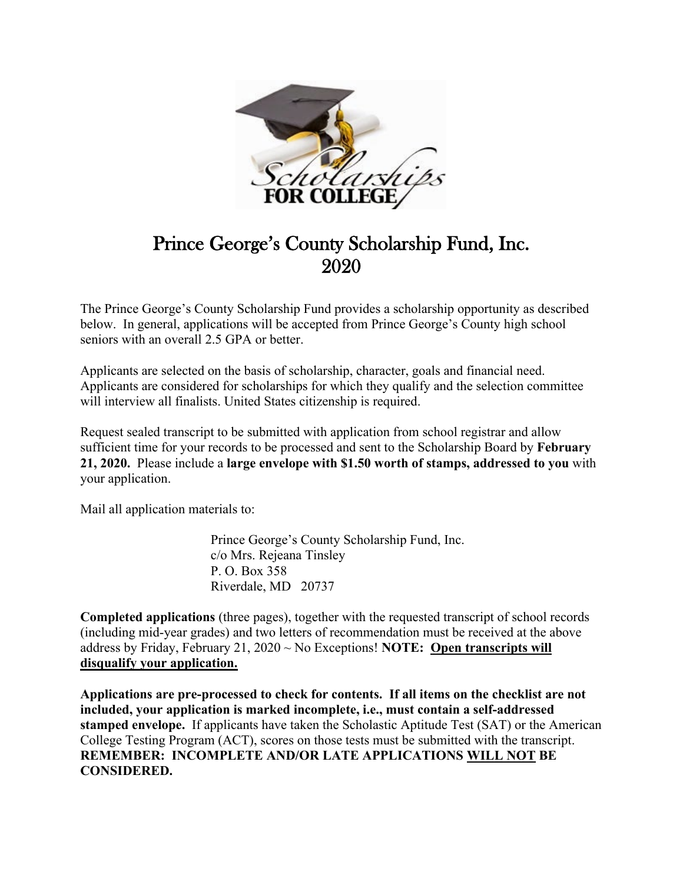# Prince George's County Scholarship Fund, Inc.
# 2020

The Prince George's County Scholarship Fund provides a scholarship opportunity as described below. In general, applications will be accepted from Prince George's County high school seniors with an overall 2.5 GPA or better.

Applicants are selected on the basis of scholarship, character, goals and financial need. Applicants are considered for scholarships for which they qualify and the selection committee will interview all finalists. United States citizenship is required.

Request sealed transcript to be submitted with application from school registrar and allow sufficient time for your records to be processed and sent to the Scholarship Board by **February 21, 2020.** Please include a **large envelope with $1.50 worth of stamps, addressed to you** with your application.

Mail all application materials to:

> Prince George's County Scholarship Fund, Inc.
> c/o Mrs. Rejeana Tinsley
> P. O. Box 358
> Riverdale, MD 20737

**Completed applications** (three pages), together with the requested transcript of school records (including mid-year grades) and two letters of recommendation must be received at the above address by Friday, February 21, 2020 ~ No Exceptions! **NOTE: <u>Open transcripts will disqualify your application.</u>**

**Applications are pre-processed to check for contents. If all items on the checklist are not included, your application is marked incomplete, i.e., must contain a self-addressed stamped envelope.** If applicants have taken the Scholastic Aptitude Test (SAT) or the American College Testing Program (ACT), scores on those tests must be submitted with the transcript. **REMEMBER: INCOMPLETE AND/OR LATE APPLICATIONS <u>WILL NOT</u> BE CONSIDERED.**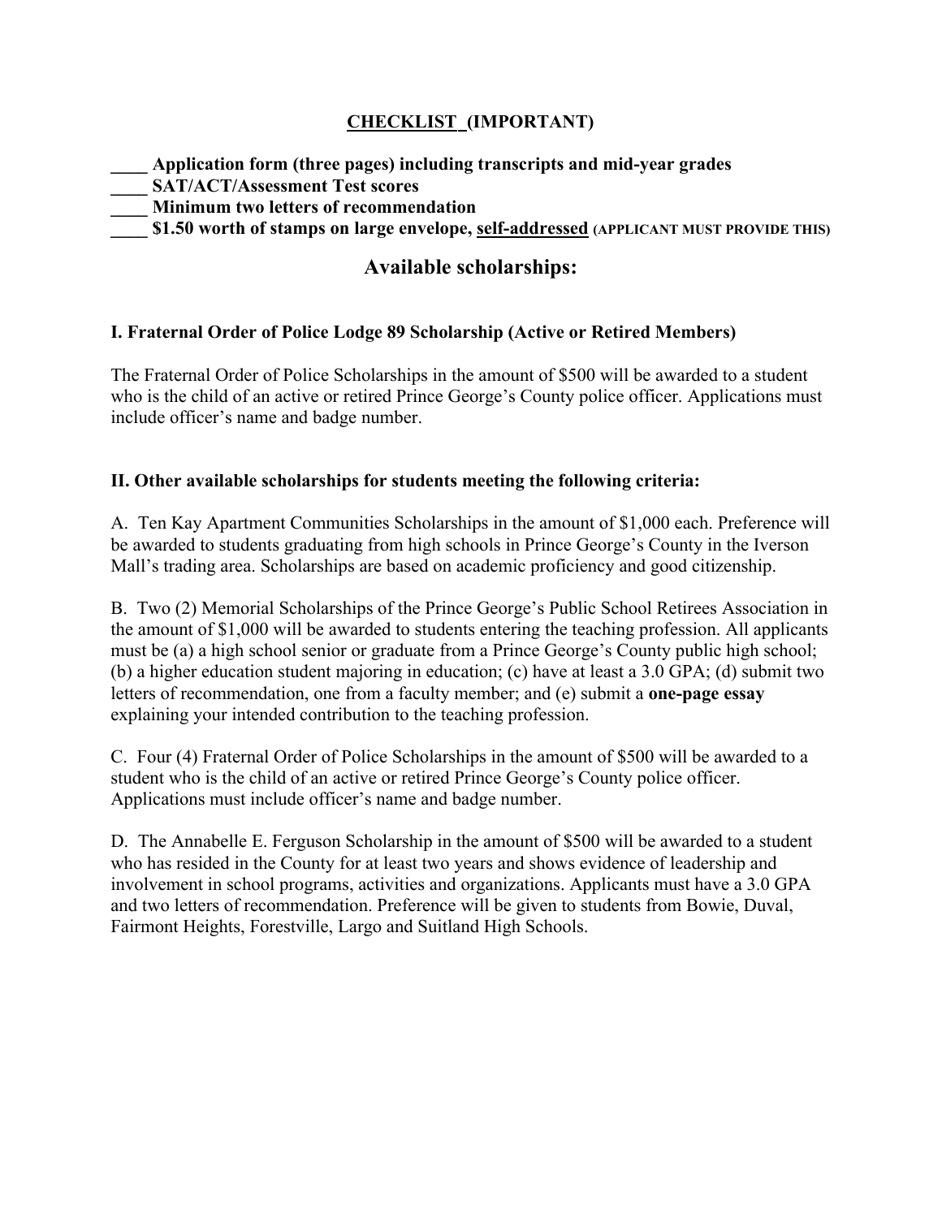## <u>CHECKLIST</u> (IMPORTANT)

**____ Application form (three pages) including transcripts and mid-year grades**
**____ SAT/ACT/Assessment Test scores**
**____ Minimum two letters of recommendation**
**____ $1.50 worth of stamps on large envelope, <u>self-addressed</u> (APPLICANT MUST PROVIDE THIS)**

## Available scholarships:

### I. Fraternal Order of Police Lodge 89 Scholarship (Active or Retired Members)

The Fraternal Order of Police Scholarships in the amount of $500 will be awarded to a student who is the child of an active or retired Prince George's County police officer. Applications must include officer's name and badge number.

### II. Other available scholarships for students meeting the following criteria:

A. Ten Kay Apartment Communities Scholarships in the amount of $1,000 each. Preference will be awarded to students graduating from high schools in Prince George's County in the Iverson Mall's trading area. Scholarships are based on academic proficiency and good citizenship.

B. Two (2) Memorial Scholarships of the Prince George's Public School Retirees Association in the amount of $1,000 will be awarded to students entering the teaching profession. All applicants must be (a) a high school senior or graduate from a Prince George's County public high school; (b) a higher education student majoring in education; (c) have at least a 3.0 GPA; (d) submit two letters of recommendation, one from a faculty member; and (e) submit a **one-page essay** explaining your intended contribution to the teaching profession.

C. Four (4) Fraternal Order of Police Scholarships in the amount of $500 will be awarded to a student who is the child of an active or retired Prince George's County police officer. Applications must include officer's name and badge number.

D. The Annabelle E. Ferguson Scholarship in the amount of $500 will be awarded to a student who has resided in the County for at least two years and shows evidence of leadership and involvement in school programs, activities and organizations. Applicants must have a 3.0 GPA and two letters of recommendation. Preference will be given to students from Bowie, Duval, Fairmont Heights, Forestville, Largo and Suitland High Schools.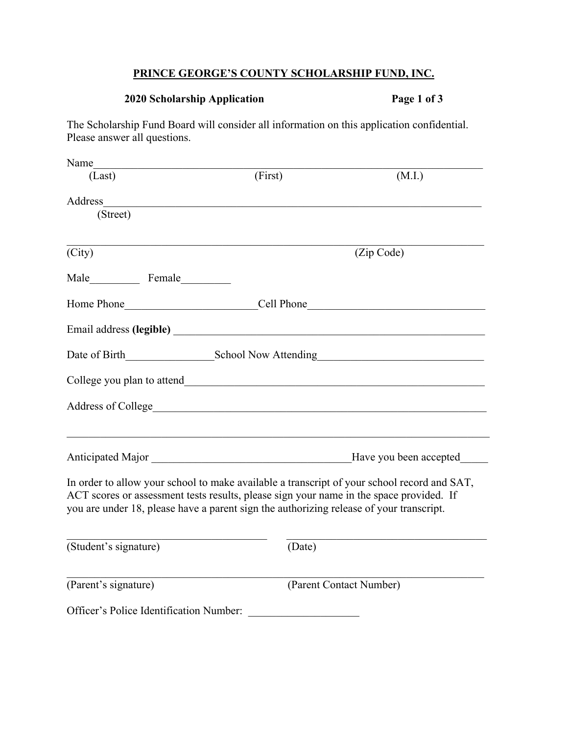**PRINCE GEORGE'S COUNTY SCHOLARSHIP FUND, INC.**

**2020 Scholarship Application**

The Scholarship Fund Board will consider all information on this application confidential. Please answer all questions.

Name_______________________________________________________________________
(Last) (First) (M.I.)

Address_____________________________________________________________________
(Street)

___________________________________________________________________________
(City) (Zip Code)

Male_________ Female_________

Home Phone_______________________Cell Phone_______________________________

Email address **(legible)** ____________________________________________________

Date of Birth_______________School Now Attending____________________________

College you plan to attend_____________________________________________________

Address of College____________________________________________________________

___________________________________________________________________________

Anticipated Major ___________________________________Have you been accepted_____

In order to allow your school to make available a transcript of your school record and SAT, ACT scores or assessment tests results, please sign your name in the space provided. If you are under 18, please have a parent sign the authorizing release of your transcript.

___________________________________ ___________________________________
(Student's signature) (Date)

___________________________________________________________________________
(Parent's signature) (Parent Contact Number)

Officer's Police Identification Number: ____________________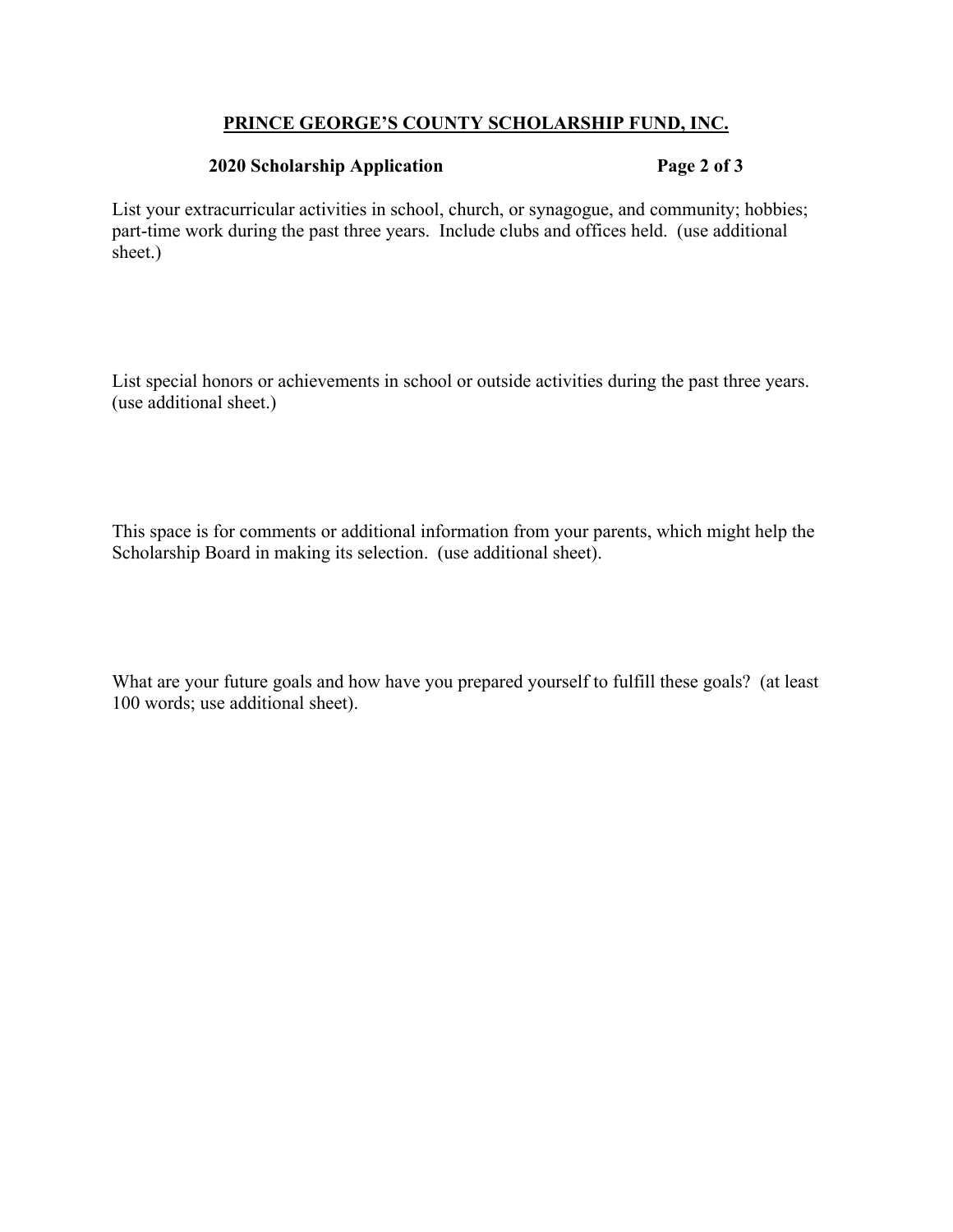## PRINCE GEORGE'S COUNTY SCHOLARSHIP FUND, INC.

**2020 Scholarship Application**

List your extracurricular activities in school, church, or synagogue, and community; hobbies; part-time work during the past three years. Include clubs and offices held. (use additional sheet.)

List special honors or achievements in school or outside activities during the past three years. (use additional sheet.)

This space is for comments or additional information from your parents, which might help the Scholarship Board in making its selection. (use additional sheet).

What are your future goals and how have you prepared yourself to fulfill these goals? (at least 100 words; use additional sheet).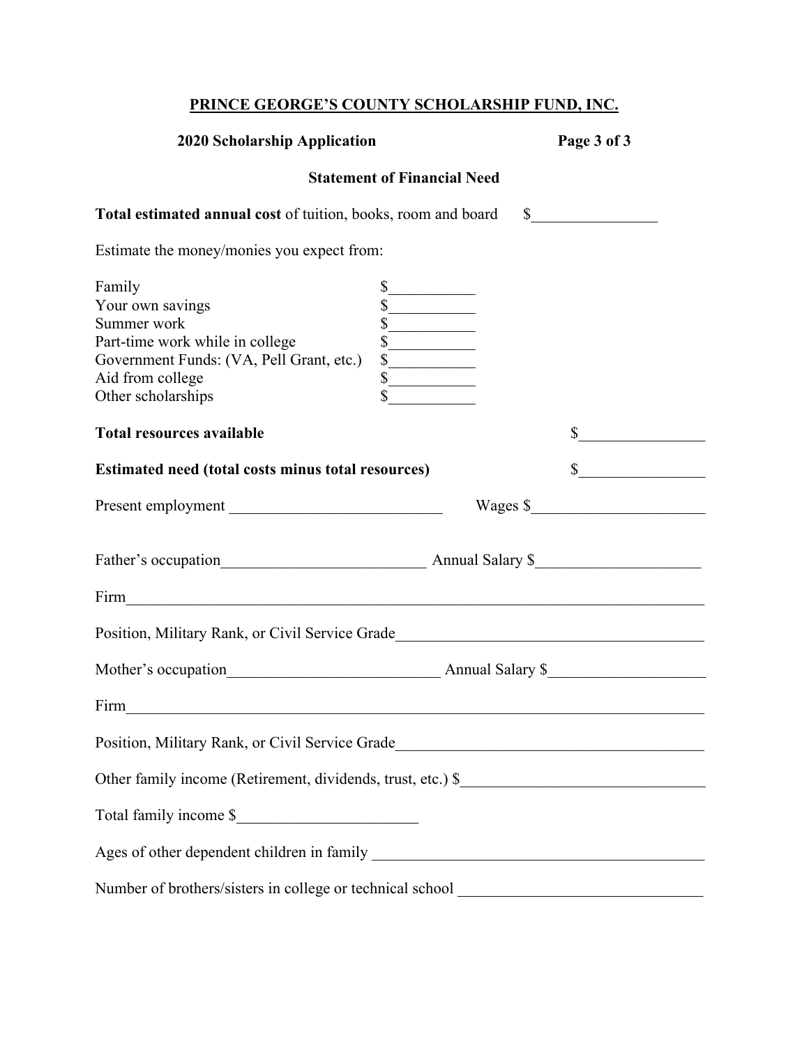**PRINCE GEORGE'S COUNTY SCHOLARSHIP FUND, INC.**

**2020 Scholarship Application**

**Statement of Financial Need**

**Total estimated annual cost** of tuition, books, room and board $________________

Estimate the money/monies you expect from:

| | |
|---|---|
| Family | $___________ |
| Your own savings | $___________ |
| Summer work | $___________ |
| Part-time work while in college | $___________ |
| Government Funds: (VA, Pell Grant, etc.) | $___________ |
| Aid from college | $___________ |
| Other scholarships | $___________ |

**Total resources available** $________________

**Estimated need (total costs minus total resources)** $________________

Present employment ___________________________ Wages $______________________

Father's occupation__________________________ Annual Salary $_____________________

Firm__________________________________________________________________________

Position, Military Rank, or Civil Service Grade_______________________________________

Mother's occupation__________________________ Annual Salary $____________________

Firm__________________________________________________________________________

Position, Military Rank, or Civil Service Grade_______________________________________

Other family income (Retirement, dividends, trust, etc.) $______________________________

Total family income $_______________________

Ages of other dependent children in family __________________________________________

Number of brothers/sisters in college or technical school _______________________________